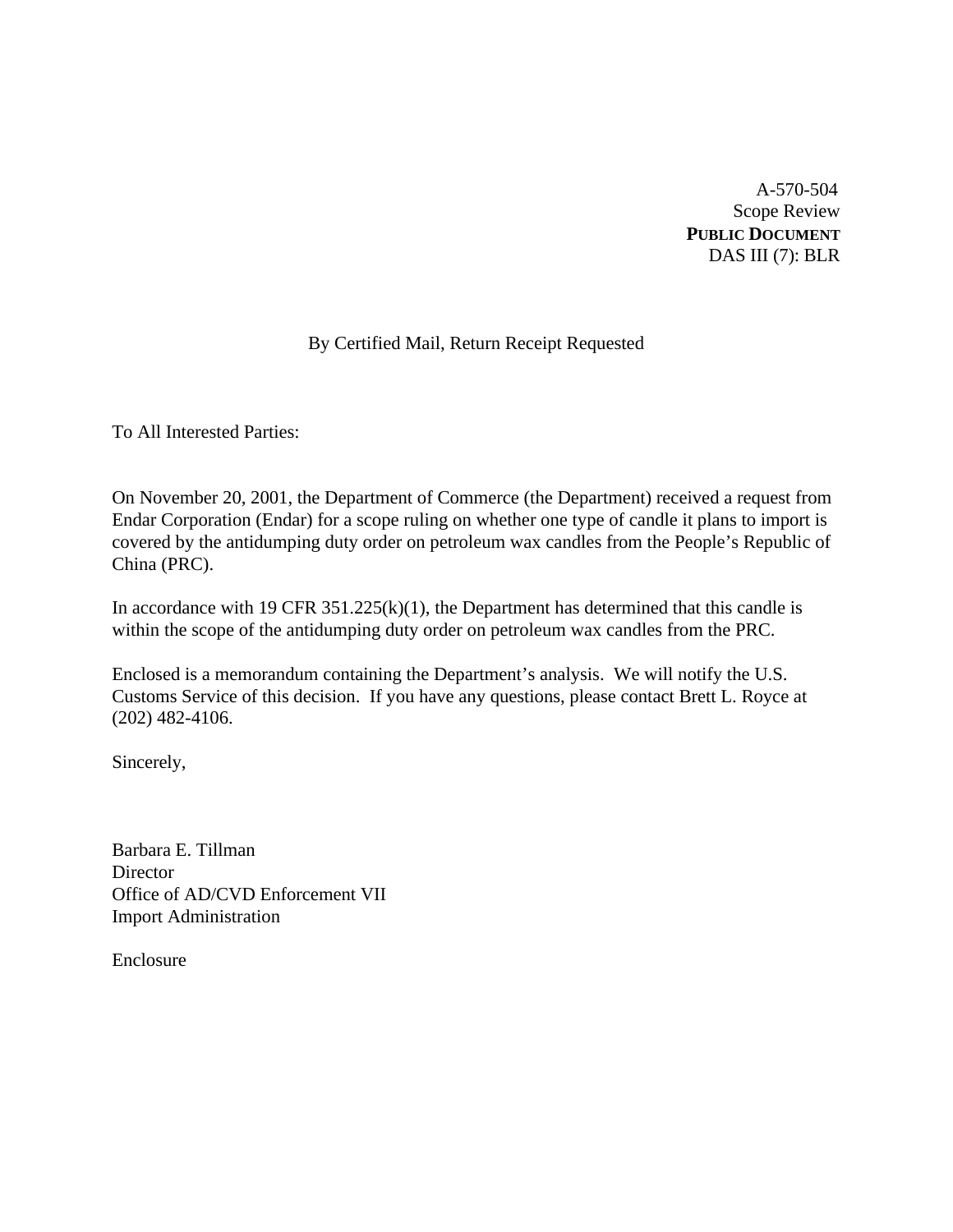A-570-504
Scope Review
**PUBLIC DOCUMENT**
DAS III (7): BLR

By Certified Mail, Return Receipt Requested

To All Interested Parties:

On November 20, 2001, the Department of Commerce (the Department) received a request from Endar Corporation (Endar) for a scope ruling on whether one type of candle it plans to import is covered by the antidumping duty order on petroleum wax candles from the People's Republic of China (PRC).

In accordance with 19 CFR 351.225(k)(1), the Department has determined that this candle is within the scope of the antidumping duty order on petroleum wax candles from the PRC.

Enclosed is a memorandum containing the Department's analysis. We will notify the U.S. Customs Service of this decision. If you have any questions, please contact Brett L. Royce at (202) 482-4106.

Sincerely,

Barbara E. Tillman
Director
Office of AD/CVD Enforcement VII
Import Administration

Enclosure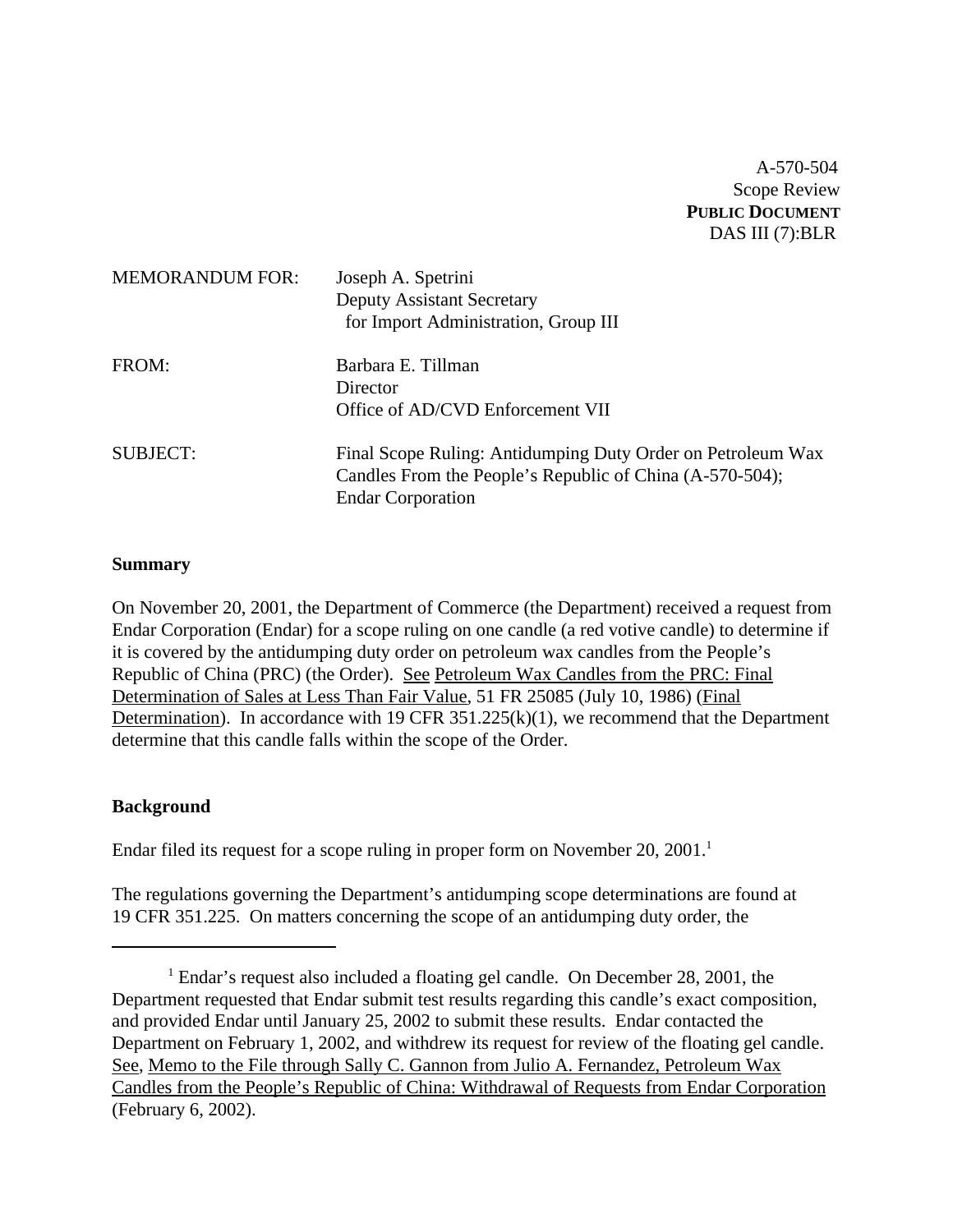A-570-504
Scope Review
**PUBLIC DOCUMENT**
DAS III (7):BLR

MEMORANDUM FOR: Joseph A. Spetrini
Deputy Assistant Secretary
for Import Administration, Group III

FROM: Barbara E. Tillman
Director
Office of AD/CVD Enforcement VII

SUBJECT: Final Scope Ruling: Antidumping Duty Order on Petroleum Wax Candles From the People's Republic of China (A-570-504); Endar Corporation

**Summary**

On November 20, 2001, the Department of Commerce (the Department) received a request from Endar Corporation (Endar) for a scope ruling on one candle (a red votive candle) to determine if it is covered by the antidumping duty order on petroleum wax candles from the People's Republic of China (PRC) (the Order). See Petroleum Wax Candles from the PRC: Final Determination of Sales at Less Than Fair Value, 51 FR 25085 (July 10, 1986) (Final Determination). In accordance with 19 CFR 351.225(k)(1), we recommend that the Department determine that this candle falls within the scope of the Order.

**Background**

Endar filed its request for a scope ruling in proper form on November 20, 2001.[1]

The regulations governing the Department's antidumping scope determinations are found at 19 CFR 351.225. On matters concerning the scope of an antidumping duty order, the

---

[1] Endar's request also included a floating gel candle. On December 28, 2001, the Department requested that Endar submit test results regarding this candle's exact composition, and provided Endar until January 25, 2002 to submit these results. Endar contacted the Department on February 1, 2002, and withdrew its request for review of the floating gel candle. See, Memo to the File through Sally C. Gannon from Julio A. Fernandez, Petroleum Wax Candles from the People's Republic of China: Withdrawal of Requests from Endar Corporation (February 6, 2002).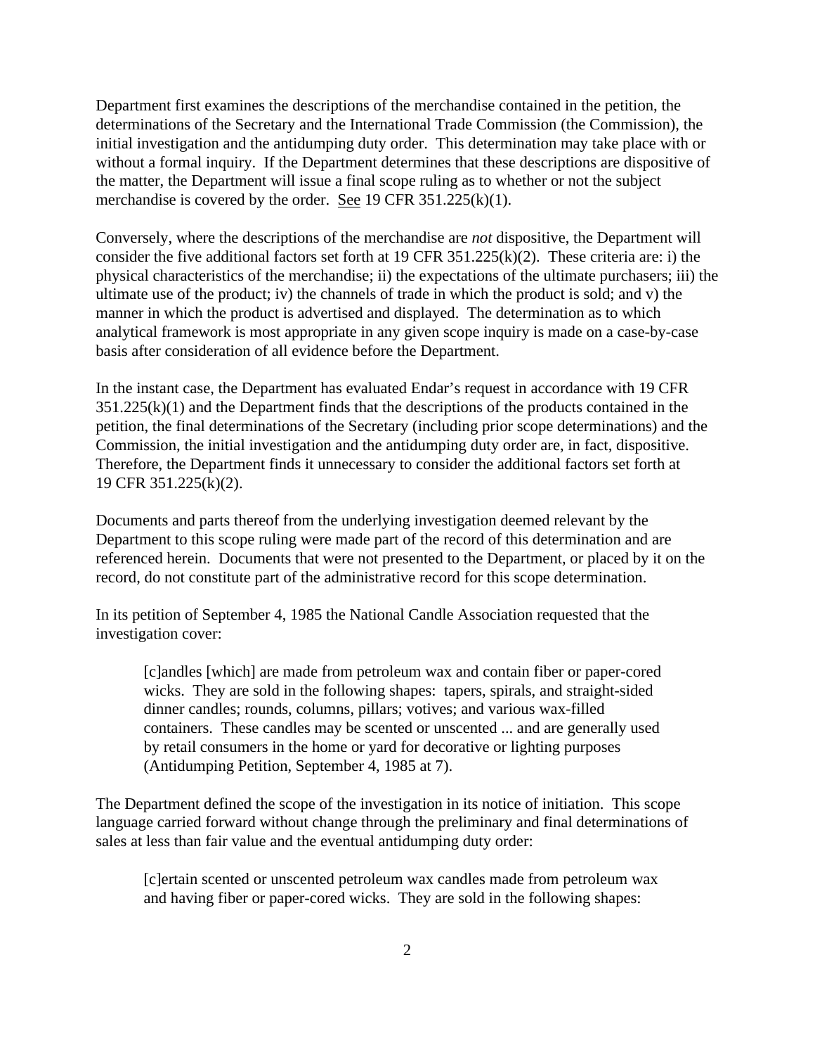Department first examines the descriptions of the merchandise contained in the petition, the determinations of the Secretary and the International Trade Commission (the Commission), the initial investigation and the antidumping duty order. This determination may take place with or without a formal inquiry. If the Department determines that these descriptions are dispositive of the matter, the Department will issue a final scope ruling as to whether or not the subject merchandise is covered by the order. See 19 CFR 351.225(k)(1).

Conversely, where the descriptions of the merchandise are *not* dispositive, the Department will consider the five additional factors set forth at 19 CFR 351.225(k)(2). These criteria are: i) the physical characteristics of the merchandise; ii) the expectations of the ultimate purchasers; iii) the ultimate use of the product; iv) the channels of trade in which the product is sold; and v) the manner in which the product is advertised and displayed. The determination as to which analytical framework is most appropriate in any given scope inquiry is made on a case-by-case basis after consideration of all evidence before the Department.

In the instant case, the Department has evaluated Endar's request in accordance with 19 CFR 351.225(k)(1) and the Department finds that the descriptions of the products contained in the petition, the final determinations of the Secretary (including prior scope determinations) and the Commission, the initial investigation and the antidumping duty order are, in fact, dispositive. Therefore, the Department finds it unnecessary to consider the additional factors set forth at 19 CFR 351.225(k)(2).

Documents and parts thereof from the underlying investigation deemed relevant by the Department to this scope ruling were made part of the record of this determination and are referenced herein. Documents that were not presented to the Department, or placed by it on the record, do not constitute part of the administrative record for this scope determination.

In its petition of September 4, 1985 the National Candle Association requested that the investigation cover:

> [c]andles [which] are made from petroleum wax and contain fiber or paper-cored wicks. They are sold in the following shapes: tapers, spirals, and straight-sided dinner candles; rounds, columns, pillars; votives; and various wax-filled containers. These candles may be scented or unscented ... and are generally used by retail consumers in the home or yard for decorative or lighting purposes (Antidumping Petition, September 4, 1985 at 7).

The Department defined the scope of the investigation in its notice of initiation. This scope language carried forward without change through the preliminary and final determinations of sales at less than fair value and the eventual antidumping duty order:

> [c]ertain scented or unscented petroleum wax candles made from petroleum wax and having fiber or paper-cored wicks. They are sold in the following shapes: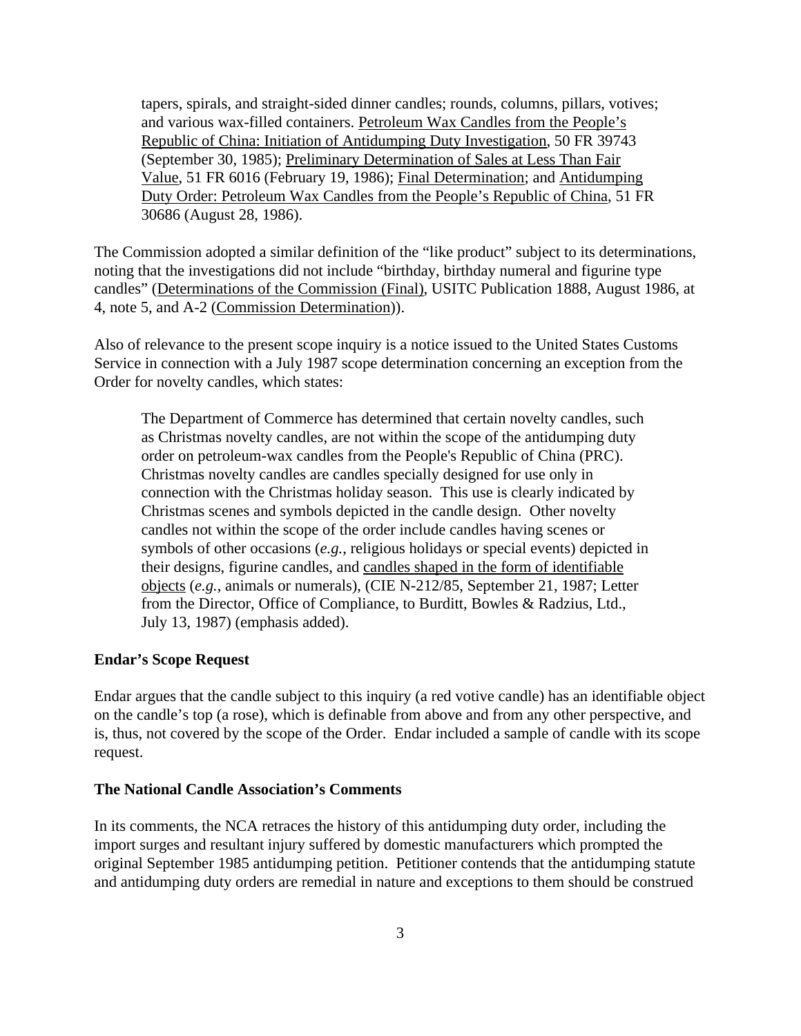> tapers, spirals, and straight-sided dinner candles; rounds, columns, pillars, votives; and various wax-filled containers. Petroleum Wax Candles from the People's Republic of China: Initiation of Antidumping Duty Investigation, 50 FR 39743 (September 30, 1985); Preliminary Determination of Sales at Less Than Fair Value, 51 FR 6016 (February 19, 1986); Final Determination; and Antidumping Duty Order: Petroleum Wax Candles from the People's Republic of China, 51 FR 30686 (August 28, 1986).

The Commission adopted a similar definition of the "like product" subject to its determinations, noting that the investigations did not include "birthday, birthday numeral and figurine type candles" (Determinations of the Commission (Final), USITC Publication 1888, August 1986, at 4, note 5, and A-2 (Commission Determination)).

Also of relevance to the present scope inquiry is a notice issued to the United States Customs Service in connection with a July 1987 scope determination concerning an exception from the Order for novelty candles, which states:

> The Department of Commerce has determined that certain novelty candles, such as Christmas novelty candles, are not within the scope of the antidumping duty order on petroleum-wax candles from the People's Republic of China (PRC). Christmas novelty candles are candles specially designed for use only in connection with the Christmas holiday season. This use is clearly indicated by Christmas scenes and symbols depicted in the candle design. Other novelty candles not within the scope of the order include candles having scenes or symbols of other occasions (*e.g.*, religious holidays or special events) depicted in their designs, figurine candles, and candles shaped in the form of identifiable objects (*e.g.*, animals or numerals), (CIE N-212/85, September 21, 1987; Letter from the Director, Office of Compliance, to Burditt, Bowles & Radzius, Ltd., July 13, 1987) (emphasis added).

**Endar's Scope Request**

Endar argues that the candle subject to this inquiry (a red votive candle) has an identifiable object on the candle's top (a rose), which is definable from above and from any other perspective, and is, thus, not covered by the scope of the Order. Endar included a sample of candle with its scope request.

**The National Candle Association's Comments**

In its comments, the NCA retraces the history of this antidumping duty order, including the import surges and resultant injury suffered by domestic manufacturers which prompted the original September 1985 antidumping petition. Petitioner contends that the antidumping statute and antidumping duty orders are remedial in nature and exceptions to them should be construed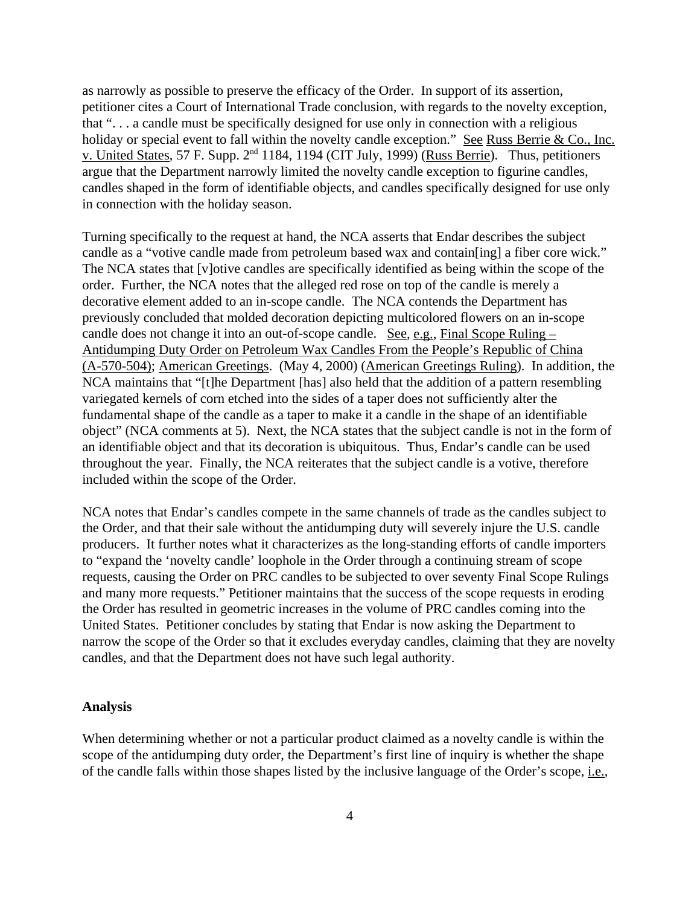as narrowly as possible to preserve the efficacy of the Order. In support of its assertion, petitioner cites a Court of International Trade conclusion, with regards to the novelty exception, that ". . . a candle must be specifically designed for use only in connection with a religious holiday or special event to fall within the novelty candle exception." See Russ Berrie & Co., Inc. v. United States, 57 F. Supp. 2nd 1184, 1194 (CIT July, 1999) (Russ Berrie). Thus, petitioners argue that the Department narrowly limited the novelty candle exception to figurine candles, candles shaped in the form of identifiable objects, and candles specifically designed for use only in connection with the holiday season.

Turning specifically to the request at hand, the NCA asserts that Endar describes the subject candle as a "votive candle made from petroleum based wax and contain[ing] a fiber core wick." The NCA states that [v]otive candles are specifically identified as being within the scope of the order. Further, the NCA notes that the alleged red rose on top of the candle is merely a decorative element added to an in-scope candle. The NCA contends the Department has previously concluded that molded decoration depicting multicolored flowers on an in-scope candle does not change it into an out-of-scope candle. See, e.g., Final Scope Ruling – Antidumping Duty Order on Petroleum Wax Candles From the People's Republic of China (A-570-504); American Greetings. (May 4, 2000) (American Greetings Ruling). In addition, the NCA maintains that "[t]he Department [has] also held that the addition of a pattern resembling variegated kernels of corn etched into the sides of a taper does not sufficiently alter the fundamental shape of the candle as a taper to make it a candle in the shape of an identifiable object" (NCA comments at 5). Next, the NCA states that the subject candle is not in the form of an identifiable object and that its decoration is ubiquitous. Thus, Endar's candle can be used throughout the year. Finally, the NCA reiterates that the subject candle is a votive, therefore included within the scope of the Order.

NCA notes that Endar's candles compete in the same channels of trade as the candles subject to the Order, and that their sale without the antidumping duty will severely injure the U.S. candle producers. It further notes what it characterizes as the long-standing efforts of candle importers to "expand the 'novelty candle' loophole in the Order through a continuing stream of scope requests, causing the Order on PRC candles to be subjected to over seventy Final Scope Rulings and many more requests." Petitioner maintains that the success of the scope requests in eroding the Order has resulted in geometric increases in the volume of PRC candles coming into the United States. Petitioner concludes by stating that Endar is now asking the Department to narrow the scope of the Order so that it excludes everyday candles, claiming that they are novelty candles, and that the Department does not have such legal authority.

**Analysis**

When determining whether or not a particular product claimed as a novelty candle is within the scope of the antidumping duty order, the Department's first line of inquiry is whether the shape of the candle falls within those shapes listed by the inclusive language of the Order's scope, i.e.,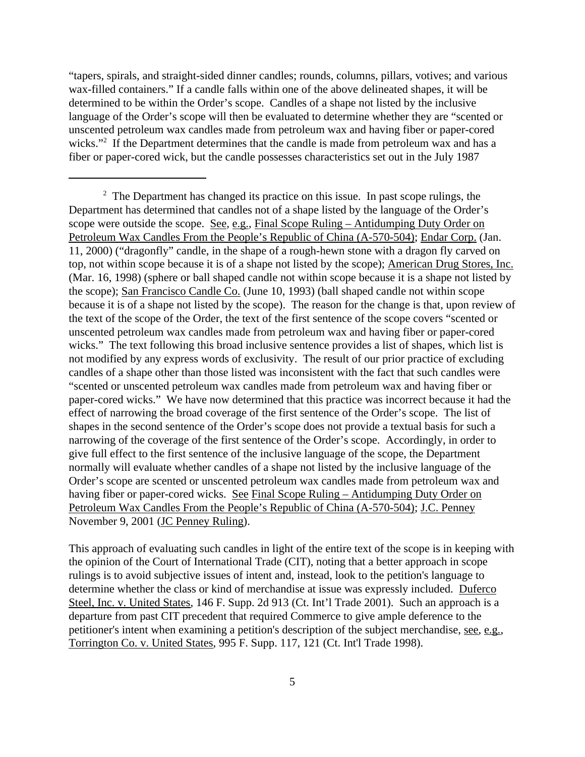"tapers, spirals, and straight-sided dinner candles; rounds, columns, pillars, votives; and various wax-filled containers." If a candle falls within one of the above delineated shapes, it will be determined to be within the Order's scope. Candles of a shape not listed by the inclusive language of the Order's scope will then be evaluated to determine whether they are "scented or unscented petroleum wax candles made from petroleum wax and having fiber or paper-cored wicks."[2] If the Department determines that the candle is made from petroleum wax and has a fiber or paper-cored wick, but the candle possesses characteristics set out in the July 1987

---

[2] The Department has changed its practice on this issue. In past scope rulings, the Department has determined that candles not of a shape listed by the language of the Order's scope were outside the scope. See, e.g., Final Scope Ruling – Antidumping Duty Order on Petroleum Wax Candles From the People's Republic of China (A-570-504); Endar Corp. (Jan. 11, 2000) ("dragonfly" candle, in the shape of a rough-hewn stone with a dragon fly carved on top, not within scope because it is of a shape not listed by the scope); American Drug Stores, Inc. (Mar. 16, 1998) (sphere or ball shaped candle not within scope because it is a shape not listed by the scope); San Francisco Candle Co. (June 10, 1993) (ball shaped candle not within scope because it is of a shape not listed by the scope). The reason for the change is that, upon review of the text of the scope of the Order, the text of the first sentence of the scope covers "scented or unscented petroleum wax candles made from petroleum wax and having fiber or paper-cored wicks." The text following this broad inclusive sentence provides a list of shapes, which list is not modified by any express words of exclusivity. The result of our prior practice of excluding candles of a shape other than those listed was inconsistent with the fact that such candles were "scented or unscented petroleum wax candles made from petroleum wax and having fiber or paper-cored wicks." We have now determined that this practice was incorrect because it had the effect of narrowing the broad coverage of the first sentence of the Order's scope. The list of shapes in the second sentence of the Order's scope does not provide a textual basis for such a narrowing of the coverage of the first sentence of the Order's scope. Accordingly, in order to give full effect to the first sentence of the inclusive language of the scope, the Department normally will evaluate whether candles of a shape not listed by the inclusive language of the Order's scope are scented or unscented petroleum wax candles made from petroleum wax and having fiber or paper-cored wicks. See Final Scope Ruling – Antidumping Duty Order on Petroleum Wax Candles From the People's Republic of China (A-570-504); J.C. Penney November 9, 2001 (JC Penney Ruling).

This approach of evaluating such candles in light of the entire text of the scope is in keeping with the opinion of the Court of International Trade (CIT), noting that a better approach in scope rulings is to avoid subjective issues of intent and, instead, look to the petition's language to determine whether the class or kind of merchandise at issue was expressly included. Duferco Steel, Inc. v. United States, 146 F. Supp. 2d 913 (Ct. Int'l Trade 2001). Such an approach is a departure from past CIT precedent that required Commerce to give ample deference to the petitioner's intent when examining a petition's description of the subject merchandise, see, e.g., Torrington Co. v. United States, 995 F. Supp. 117, 121 (Ct. Int'l Trade 1998).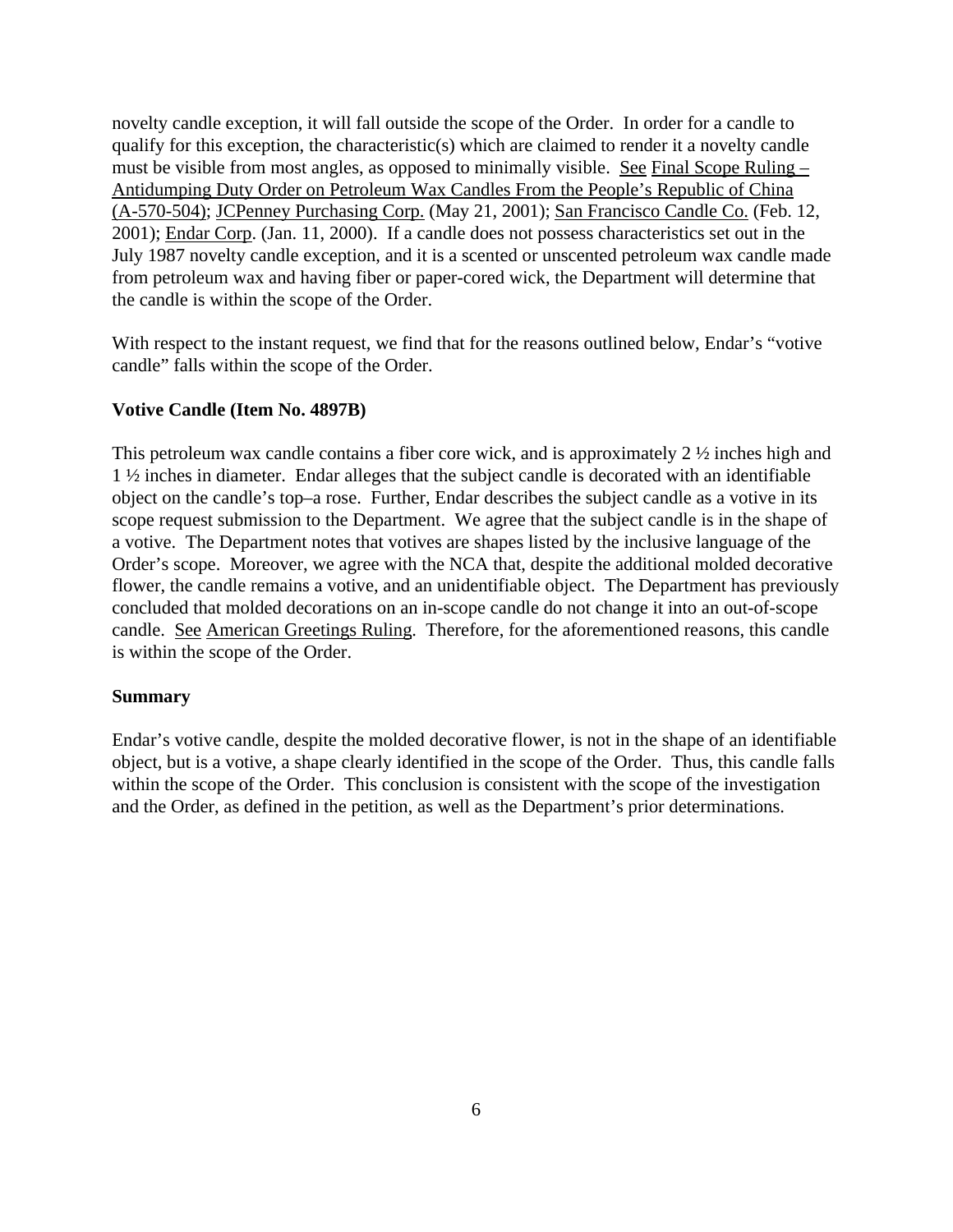novelty candle exception, it will fall outside the scope of the Order. In order for a candle to qualify for this exception, the characteristic(s) which are claimed to render it a novelty candle must be visible from most angles, as opposed to minimally visible. See Final Scope Ruling – Antidumping Duty Order on Petroleum Wax Candles From the People's Republic of China (A-570-504); JCPenney Purchasing Corp. (May 21, 2001); San Francisco Candle Co. (Feb. 12, 2001); Endar Corp. (Jan. 11, 2000). If a candle does not possess characteristics set out in the July 1987 novelty candle exception, and it is a scented or unscented petroleum wax candle made from petroleum wax and having fiber or paper-cored wick, the Department will determine that the candle is within the scope of the Order.

With respect to the instant request, we find that for the reasons outlined below, Endar's "votive candle" falls within the scope of the Order.

**Votive Candle (Item No. 4897B)**

This petroleum wax candle contains a fiber core wick, and is approximately 2 ½ inches high and 1 ½ inches in diameter. Endar alleges that the subject candle is decorated with an identifiable object on the candle's top–a rose. Further, Endar describes the subject candle as a votive in its scope request submission to the Department. We agree that the subject candle is in the shape of a votive. The Department notes that votives are shapes listed by the inclusive language of the Order's scope. Moreover, we agree with the NCA that, despite the additional molded decorative flower, the candle remains a votive, and an unidentifiable object. The Department has previously concluded that molded decorations on an in-scope candle do not change it into an out-of-scope candle. See American Greetings Ruling. Therefore, for the aforementioned reasons, this candle is within the scope of the Order.

**Summary**

Endar's votive candle, despite the molded decorative flower, is not in the shape of an identifiable object, but is a votive, a shape clearly identified in the scope of the Order. Thus, this candle falls within the scope of the Order. This conclusion is consistent with the scope of the investigation and the Order, as defined in the petition, as well as the Department's prior determinations.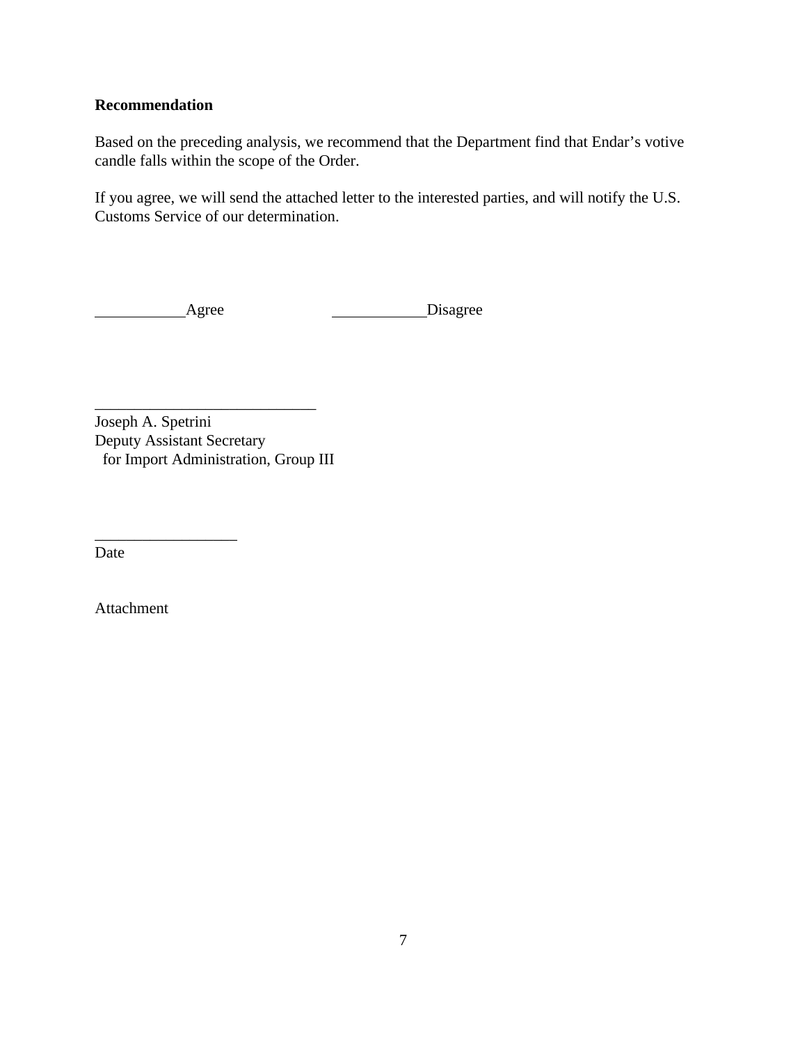**Recommendation**

Based on the preceding analysis, we recommend that the Department find that Endar's votive candle falls within the scope of the Order.

If you agree, we will send the attached letter to the interested parties, and will notify the U.S. Customs Service of our determination.

\_\_\_\_\_\_\_\_\_\_\_\_Agree &nbsp;&nbsp;&nbsp;&nbsp;&nbsp;&nbsp;&nbsp;&nbsp;&nbsp;&nbsp;&nbsp;&nbsp; \_\_\_\_\_\_\_\_\_\_\_\_Disagree

\_\_\_\_\_\_\_\_\_\_\_\_\_\_\_\_\_\_\_\_\_\_\_\_\_\_\_\_

Joseph A. Spetrini
Deputy Assistant Secretary
for Import Administration, Group III

\_\_\_\_\_\_\_\_\_\_\_\_\_\_\_\_\_\_

Date

Attachment